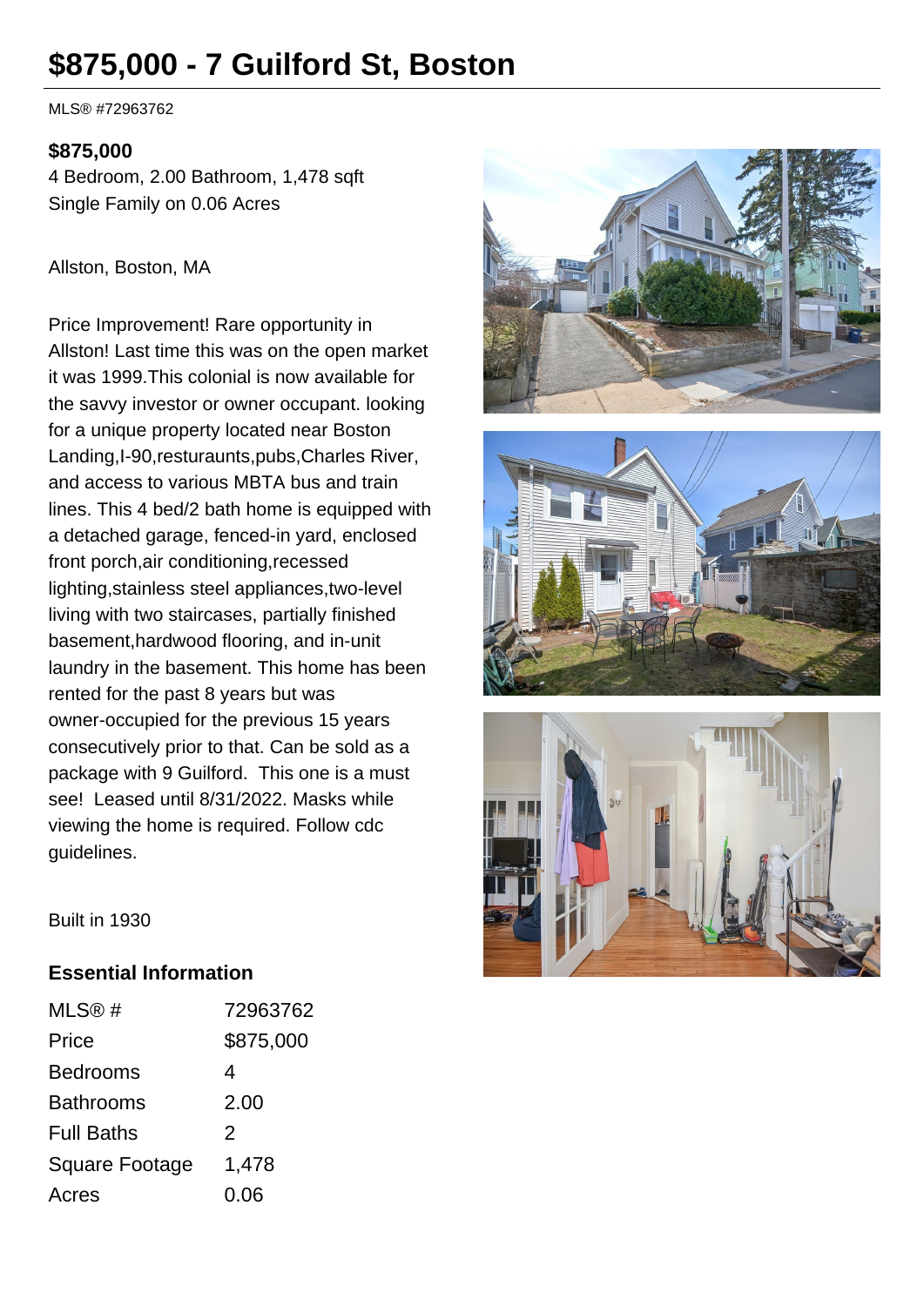# $875,000 - 7 Guilford St, Boston

MLS® #72963762

**$875,000**

4 Bedroom, 2.00 Bathroom, 1,478 sqft
Single Family on 0.06 Acres

Allston, Boston, MA

Price Improvement! Rare opportunity in Allston! Last time this was on the open market it was 1999.This colonial is now available for the savvy investor or owner occupant. looking for a unique property located near Boston Landing,I-90,resturaunts,pubs,Charles River, and access to various MBTA bus and train lines. This 4 bed/2 bath home is equipped with a detached garage, fenced-in yard, enclosed front porch,air conditioning,recessed lighting,stainless steel appliances,two-level living with two staircases, partially finished basement,hardwood flooring, and in-unit laundry in the basement. This home has been rented for the past 8 years but was owner-occupied for the previous 15 years consecutively prior to that. Can be sold as a package with 9 Guilford.  This one is a must see!  Leased until 8/31/2022. Masks while viewing the home is required. Follow cdc guidelines.

Built in 1930

## Essential Information

| | |
|---|---|
| MLS® # | 72963762 |
| Price | $875,000 |
| Bedrooms | 4 |
| Bathrooms | 2.00 |
| Full Baths | 2 |
| Square Footage | 1,478 |
| Acres | 0.06 |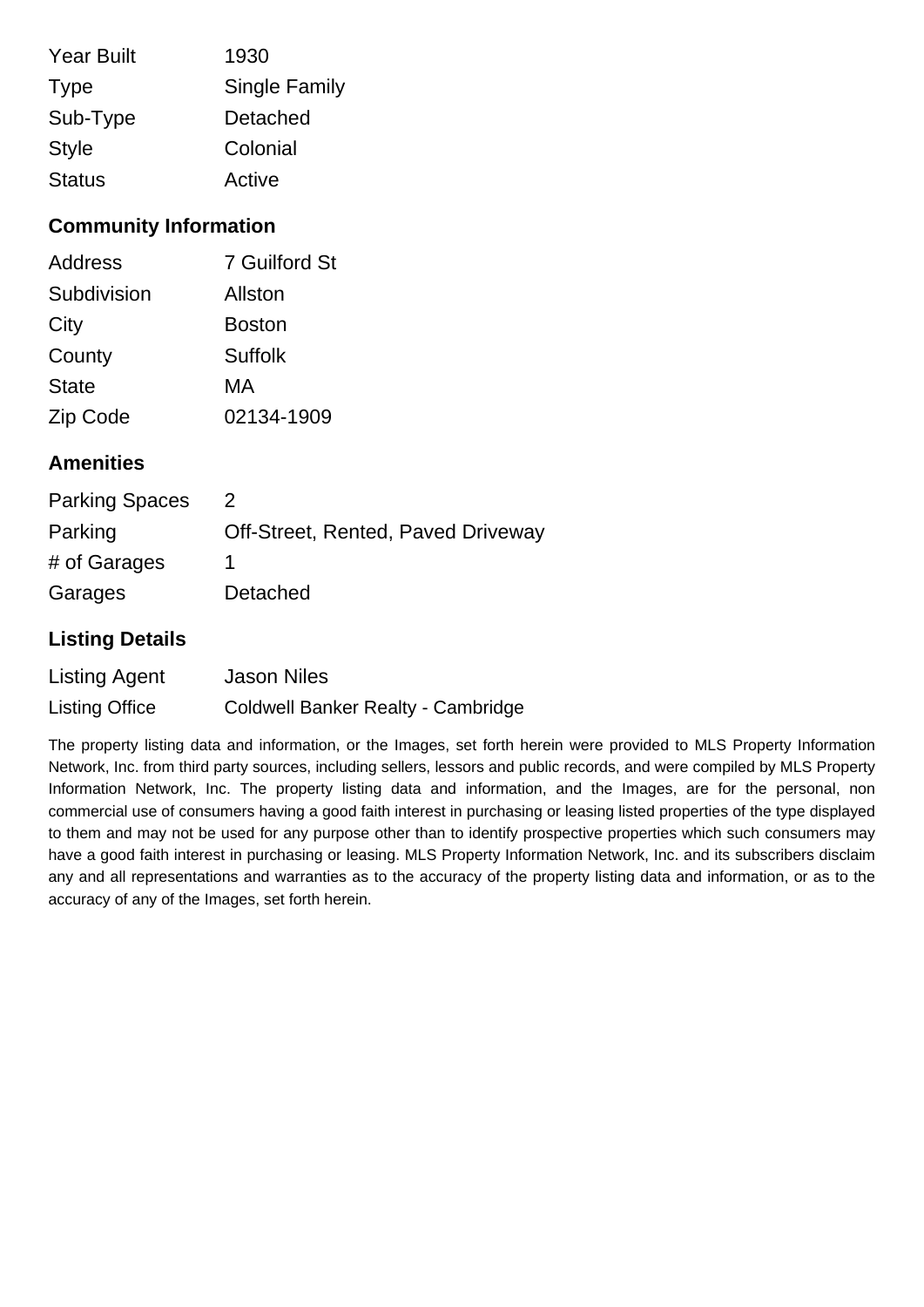| | |
|---|---|
| Year Built | 1930 |
| Type | Single Family |
| Sub-Type | Detached |
| Style | Colonial |
| Status | Active |

## Community Information

| | |
|---|---|
| Address | 7 Guilford St |
| Subdivision | Allston |
| City | Boston |
| County | Suffolk |
| State | MA |
| Zip Code | 02134-1909 |

## Amenities

| | |
|---|---|
| Parking Spaces | 2 |
| Parking | Off-Street, Rented, Paved Driveway |
| # of Garages | 1 |
| Garages | Detached |

## Listing Details

| | |
|---|---|
| Listing Agent | Jason Niles |
| Listing Office | Coldwell Banker Realty - Cambridge |

The property listing data and information, or the Images, set forth herein were provided to MLS Property Information Network, Inc. from third party sources, including sellers, lessors and public records, and were compiled by MLS Property Information Network, Inc. The property listing data and information, and the Images, are for the personal, non commercial use of consumers having a good faith interest in purchasing or leasing listed properties of the type displayed to them and may not be used for any purpose other than to identify prospective properties which such consumers may have a good faith interest in purchasing or leasing. MLS Property Information Network, Inc. and its subscribers disclaim any and all representations and warranties as to the accuracy of the property listing data and information, or as to the accuracy of any of the Images, set forth herein.